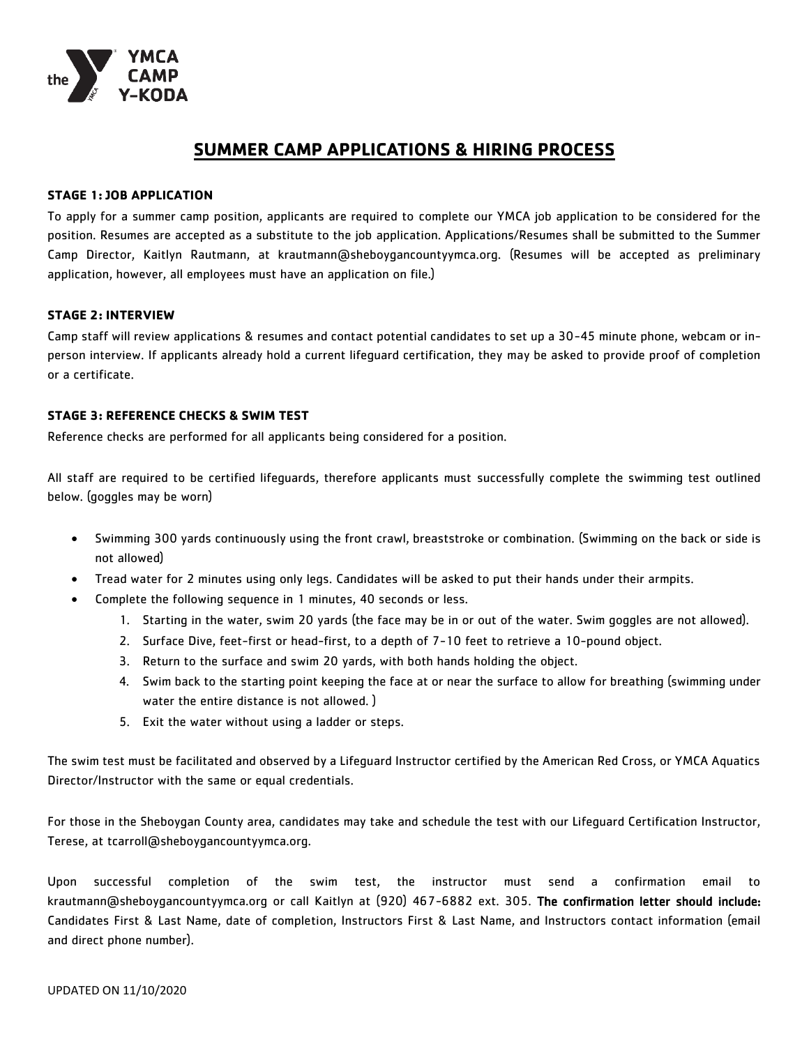# SUMMER CAMP APPLICATIONS & HIRING PROCESS

### STAGE 1: JOB APPLICATION

To apply for a summer camp position, applicants are required to complete our YMCA job application to be considered for the position. Resumes are accepted as a substitute to the job application. Applications/Resumes shall be submitted to the Summer Camp Director, Kaitlyn Rautmann, at krautmann@sheboygancountyymca.org. (Resumes will be accepted as preliminary application, however, all employees must have an application on file.)

### STAGE 2: INTERVIEW

Camp staff will review applications & resumes and contact potential candidates to set up a 30-45 minute phone, webcam or in-person interview. If applicants already hold a current lifeguard certification, they may be asked to provide proof of completion or a certificate.

### STAGE 3: REFERENCE CHECKS & SWIM TEST

Reference checks are performed for all applicants being considered for a position.

All staff are required to be certified lifeguards, therefore applicants must successfully complete the swimming test outlined below. (goggles may be worn)

- Swimming 300 yards continuously using the front crawl, breaststroke or combination. (Swimming on the back or side is not allowed)
- Tread water for 2 minutes using only legs. Candidates will be asked to put their hands under their armpits.
- Complete the following sequence in 1 minutes, 40 seconds or less.
  1. Starting in the water, swim 20 yards (the face may be in or out of the water. Swim goggles are not allowed).
  2. Surface Dive, feet-first or head-first, to a depth of 7-10 feet to retrieve a 10-pound object.
  3. Return to the surface and swim 20 yards, with both hands holding the object.
  4. Swim back to the starting point keeping the face at or near the surface to allow for breathing (swimming under water the entire distance is not allowed. )
  5. Exit the water without using a ladder or steps.

The swim test must be facilitated and observed by a Lifeguard Instructor certified by the American Red Cross, or YMCA Aquatics Director/Instructor with the same or equal credentials.

For those in the Sheboygan County area, candidates may take and schedule the test with our Lifeguard Certification Instructor, Terese, at tcarroll@sheboygancountyymca.org.

Upon successful completion of the swim test, the instructor must send a confirmation email to krautmann@sheboygancountyymca.org or call Kaitlyn at (920) 467-6882 ext. 305. **The confirmation letter should include:** Candidates First & Last Name, date of completion, Instructors First & Last Name, and Instructors contact information (email and direct phone number).

UPDATED ON 11/10/2020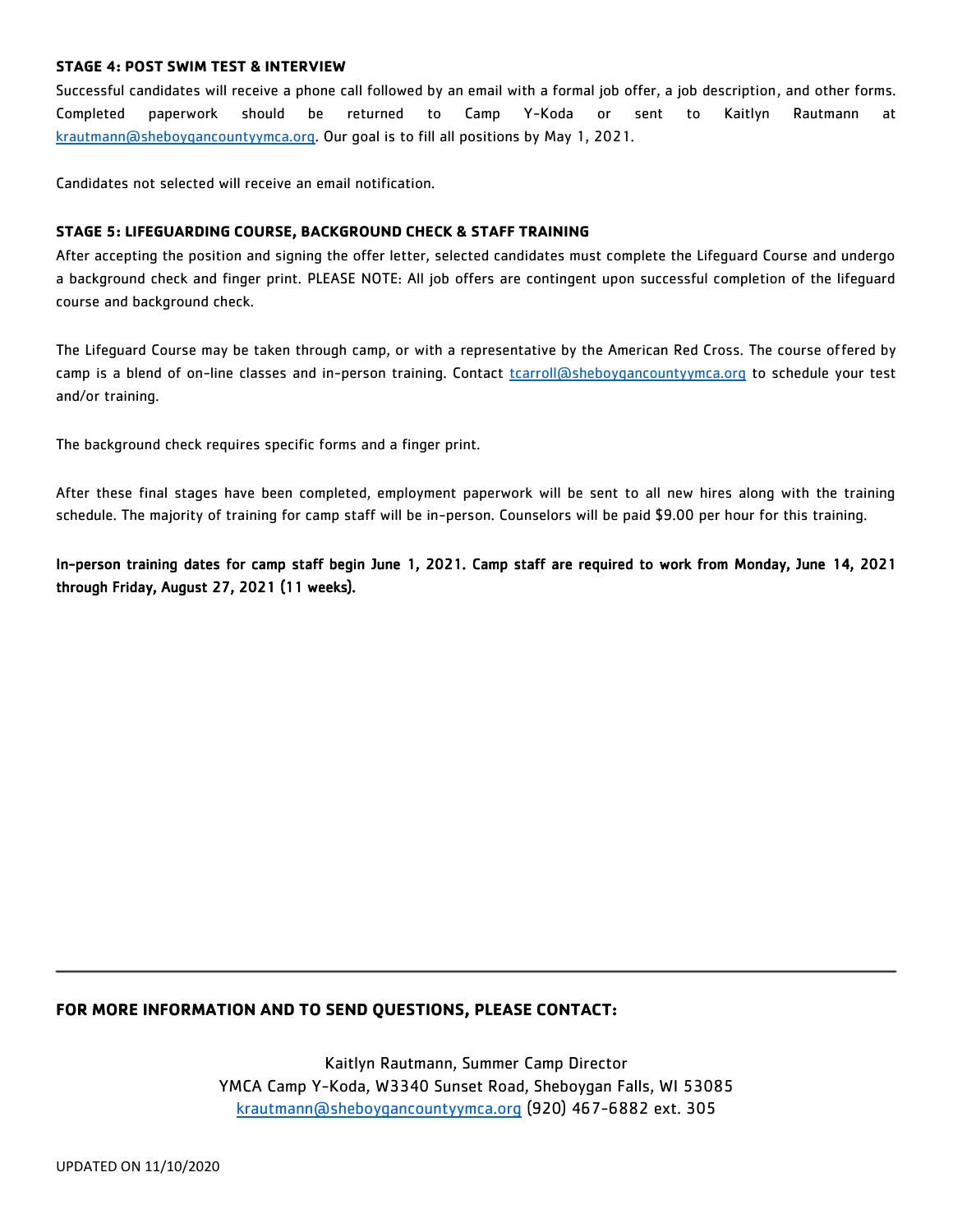**STAGE 4: POST SWIM TEST & INTERVIEW**

Successful candidates will receive a phone call followed by an email with a formal job offer, a job description, and other forms. Completed paperwork should be returned to Camp Y-Koda or sent to Kaitlyn Rautmann at krautmann@sheboygancountyymca.org. Our goal is to fill all positions by May 1, 2021.

Candidates not selected will receive an email notification.

**STAGE 5: LIFEGUARDING COURSE, BACKGROUND CHECK & STAFF TRAINING**

After accepting the position and signing the offer letter, selected candidates must complete the Lifeguard Course and undergo a background check and finger print. PLEASE NOTE: All job offers are contingent upon successful completion of the lifeguard course and background check.

The Lifeguard Course may be taken through camp, or with a representative by the American Red Cross. The course offered by camp is a blend of on-line classes and in-person training. Contact tcarroll@sheboygancountyymca.org to schedule your test and/or training.

The background check requires specific forms and a finger print.

After these final stages have been completed, employment paperwork will be sent to all new hires along with the training schedule. The majority of training for camp staff will be in-person. Counselors will be paid $9.00 per hour for this training.

**In-person training dates for camp staff begin June 1, 2021. Camp staff are required to work from Monday, June 14, 2021 through Friday, August 27, 2021 (11 weeks).**

---

**FOR MORE INFORMATION AND TO SEND QUESTIONS, PLEASE CONTACT:**

Kaitlyn Rautmann, Summer Camp Director
YMCA Camp Y-Koda, W3340 Sunset Road, Sheboygan Falls, WI 53085
krautmann@sheboygancountyymca.org (920) 467-6882 ext. 305

UPDATED ON 11/10/2020